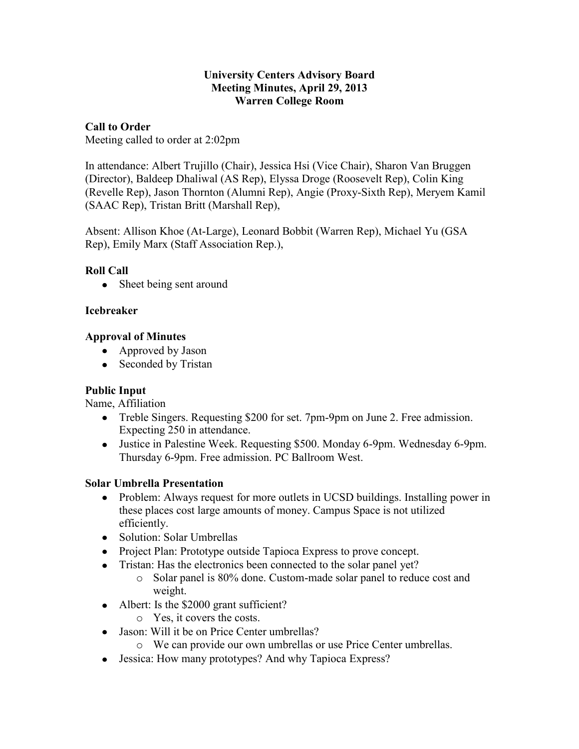**University Centers Advisory Board**
**Meeting Minutes, April 29, 2013**
**Warren College Room**

## Call to Order

Meeting called to order at 2:02pm

In attendance: Albert Trujillo (Chair), Jessica Hsi (Vice Chair), Sharon Van Bruggen (Director), Baldeep Dhaliwal (AS Rep), Elyssa Droge (Roosevelt Rep), Colin King (Revelle Rep), Jason Thornton (Alumni Rep), Angie (Proxy-Sixth Rep), Meryem Kamil (SAAC Rep), Tristan Britt (Marshall Rep),

Absent: Allison Khoe (At-Large), Leonard Bobbit (Warren Rep), Michael Yu (GSA Rep), Emily Marx (Staff Association Rep.),

## Roll Call

- Sheet being sent around

## Icebreaker

## Approval of Minutes

- Approved by Jason
- Seconded by Tristan

## Public Input

Name, Affiliation

- Treble Singers. Requesting $200 for set. 7pm-9pm on June 2. Free admission. Expecting 250 in attendance.
- Justice in Palestine Week. Requesting $500. Monday 6-9pm. Wednesday 6-9pm. Thursday 6-9pm. Free admission. PC Ballroom West.

## Solar Umbrella Presentation

- Problem: Always request for more outlets in UCSD buildings. Installing power in these places cost large amounts of money. Campus Space is not utilized efficiently.
- Solution: Solar Umbrellas
- Project Plan: Prototype outside Tapioca Express to prove concept.
- Tristan: Has the electronics been connected to the solar panel yet?
  - Solar panel is 80% done. Custom-made solar panel to reduce cost and weight.
- Albert: Is the $2000 grant sufficient?
  - Yes, it covers the costs.
- Jason: Will it be on Price Center umbrellas?
  - We can provide our own umbrellas or use Price Center umbrellas.
- Jessica: How many prototypes? And why Tapioca Express?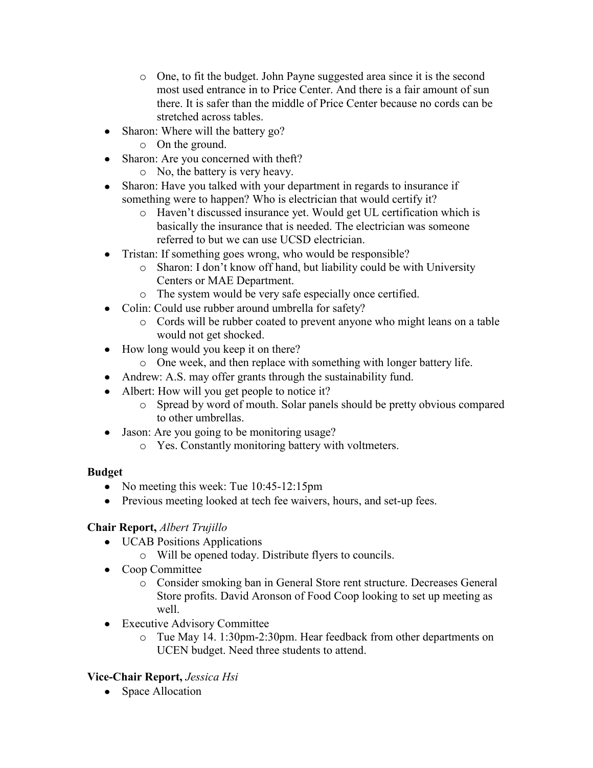- One, to fit the budget. John Payne suggested area since it is the second most used entrance in to Price Center. And there is a fair amount of sun there. It is safer than the middle of Price Center because no cords can be stretched across tables.

- Sharon: Where will the battery go?
    - On the ground.
- Sharon: Are you concerned with theft?
    - No, the battery is very heavy.
- Sharon: Have you talked with your department in regards to insurance if something were to happen? Who is electrician that would certify it?
    - Haven't discussed insurance yet. Would get UL certification which is basically the insurance that is needed. The electrician was someone referred to but we can use UCSD electrician.
- Tristan: If something goes wrong, who would be responsible?
    - Sharon: I don't know off hand, but liability could be with University Centers or MAE Department.
    - The system would be very safe especially once certified.
- Colin: Could use rubber around umbrella for safety?
    - Cords will be rubber coated to prevent anyone who might leans on a table would not get shocked.
- How long would you keep it on there?
    - One week, and then replace with something with longer battery life.
- Andrew: A.S. may offer grants through the sustainability fund.
- Albert: How will you get people to notice it?
    - Spread by word of mouth. Solar panels should be pretty obvious compared to other umbrellas.
- Jason: Are you going to be monitoring usage?
    - Yes. Constantly monitoring battery with voltmeters.

**Budget**

- No meeting this week: Tue 10:45-12:15pm
- Previous meeting looked at tech fee waivers, hours, and set-up fees.

**Chair Report,** *Albert Trujillo*

- UCAB Positions Applications
    - Will be opened today. Distribute flyers to councils.
- Coop Committee
    - Consider smoking ban in General Store rent structure. Decreases General Store profits. David Aronson of Food Coop looking to set up meeting as well.
- Executive Advisory Committee
    - Tue May 14. 1:30pm-2:30pm. Hear feedback from other departments on UCEN budget. Need three students to attend.

**Vice-Chair Report,** *Jessica Hsi*

- Space Allocation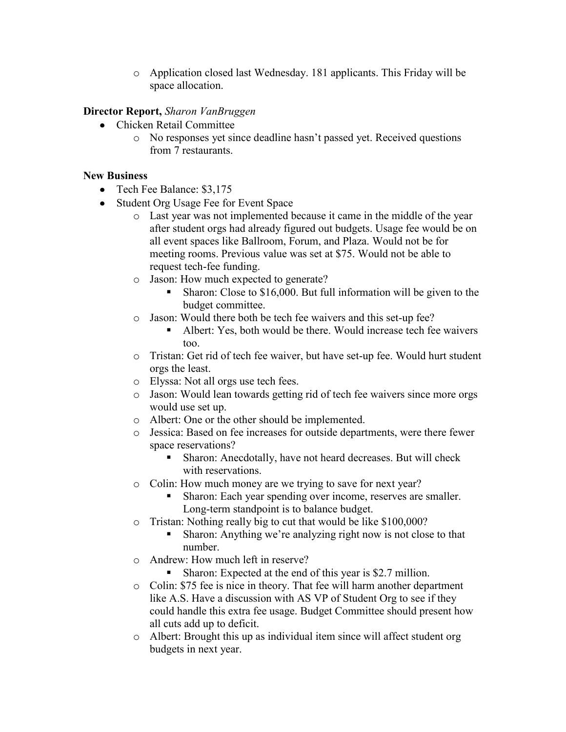- Application closed last Wednesday. 181 applicants. This Friday will be space allocation.

**Director Report,** *Sharon VanBruggen*

- Chicken Retail Committee
  - No responses yet since deadline hasn't passed yet. Received questions from 7 restaurants.

**New Business**

- Tech Fee Balance: $3,175
- Student Org Usage Fee for Event Space
  - Last year was not implemented because it came in the middle of the year after student orgs had already figured out budgets. Usage fee would be on all event spaces like Ballroom, Forum, and Plaza. Would not be for meeting rooms. Previous value was set at $75. Would not be able to request tech-fee funding.
  - Jason: How much expected to generate?
    - Sharon: Close to $16,000. But full information will be given to the budget committee.
  - Jason: Would there both be tech fee waivers and this set-up fee?
    - Albert: Yes, both would be there. Would increase tech fee waivers too.
  - Tristan: Get rid of tech fee waiver, but have set-up fee. Would hurt student orgs the least.
  - Elyssa: Not all orgs use tech fees.
  - Jason: Would lean towards getting rid of tech fee waivers since more orgs would use set up.
  - Albert: One or the other should be implemented.
  - Jessica: Based on fee increases for outside departments, were there fewer space reservations?
    - Sharon: Anecdotally, have not heard decreases. But will check with reservations.
  - Colin: How much money are we trying to save for next year?
    - Sharon: Each year spending over income, reserves are smaller. Long-term standpoint is to balance budget.
  - Tristan: Nothing really big to cut that would be like $100,000?
    - Sharon: Anything we're analyzing right now is not close to that number.
  - Andrew: How much left in reserve?
    - Sharon: Expected at the end of this year is $2.7 million.
  - Colin: $75 fee is nice in theory. That fee will harm another department like A.S. Have a discussion with AS VP of Student Org to see if they could handle this extra fee usage. Budget Committee should present how all cuts add up to deficit.
  - Albert: Brought this up as individual item since will affect student org budgets in next year.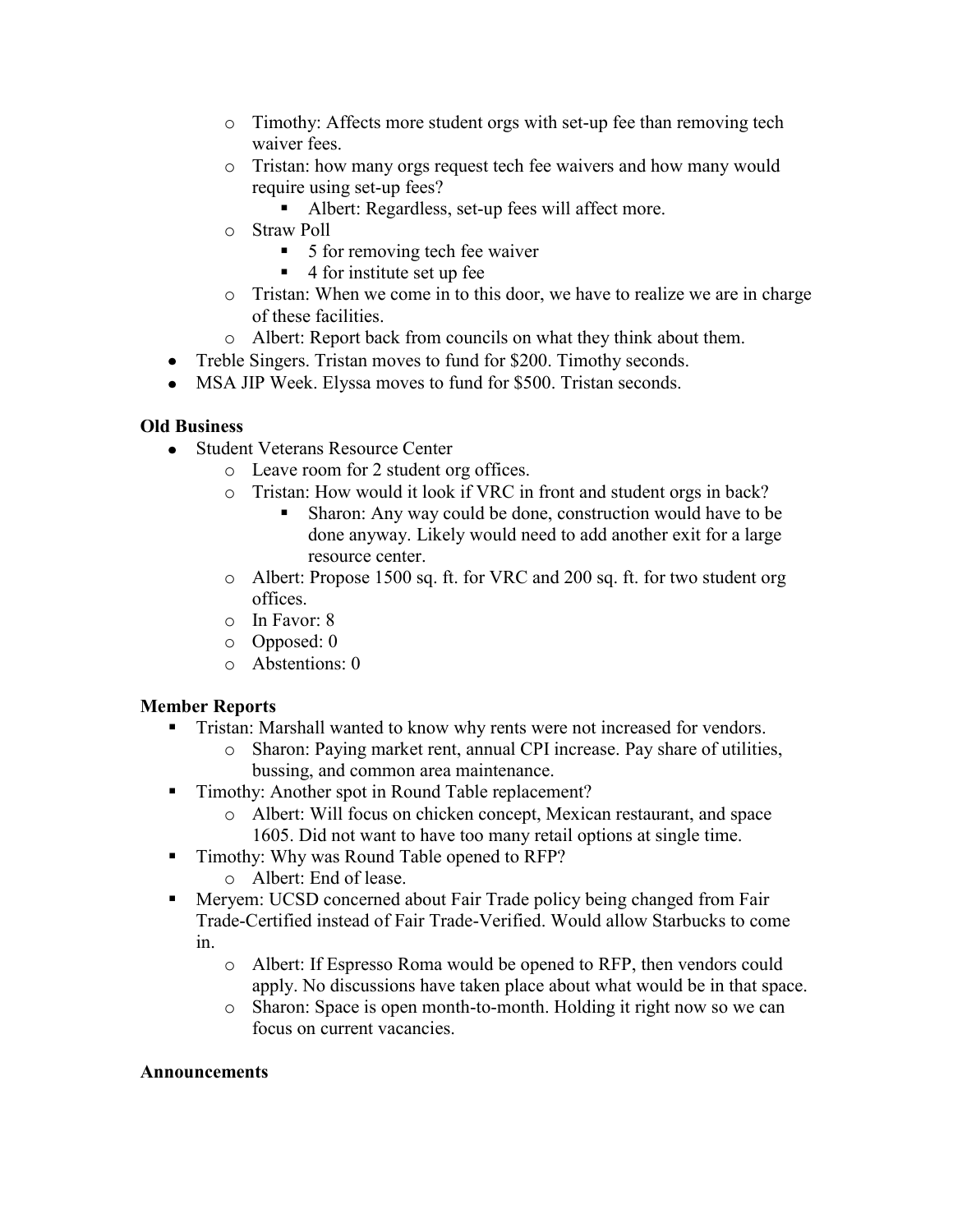- Timothy: Affects more student orgs with set-up fee than removing tech waiver fees.
  - Tristan: how many orgs request tech fee waivers and how many would require using set-up fees?
    - Albert: Regardless, set-up fees will affect more.
  - Straw Poll
    - 5 for removing tech fee waiver
    - 4 for institute set up fee
  - Tristan: When we come in to this door, we have to realize we are in charge of these facilities.
  - Albert: Report back from councils on what they think about them.
- Treble Singers. Tristan moves to fund for $200. Timothy seconds.
- MSA JIP Week. Elyssa moves to fund for $500. Tristan seconds.

**Old Business**

- Student Veterans Resource Center
  - Leave room for 2 student org offices.
  - Tristan: How would it look if VRC in front and student orgs in back?
    - Sharon: Any way could be done, construction would have to be done anyway. Likely would need to add another exit for a large resource center.
  - Albert: Propose 1500 sq. ft. for VRC and 200 sq. ft. for two student org offices.
  - In Favor: 8
  - Opposed: 0
  - Abstentions: 0

**Member Reports**

- Tristan: Marshall wanted to know why rents were not increased for vendors.
  - Sharon: Paying market rent, annual CPI increase. Pay share of utilities, bussing, and common area maintenance.
- Timothy: Another spot in Round Table replacement?
  - Albert: Will focus on chicken concept, Mexican restaurant, and space 1605. Did not want to have too many retail options at single time.
- Timothy: Why was Round Table opened to RFP?
  - Albert: End of lease.
- Meryem: UCSD concerned about Fair Trade policy being changed from Fair Trade-Certified instead of Fair Trade-Verified. Would allow Starbucks to come in.
  - Albert: If Espresso Roma would be opened to RFP, then vendors could apply. No discussions have taken place about what would be in that space.
  - Sharon: Space is open month-to-month. Holding it right now so we can focus on current vacancies.

**Announcements**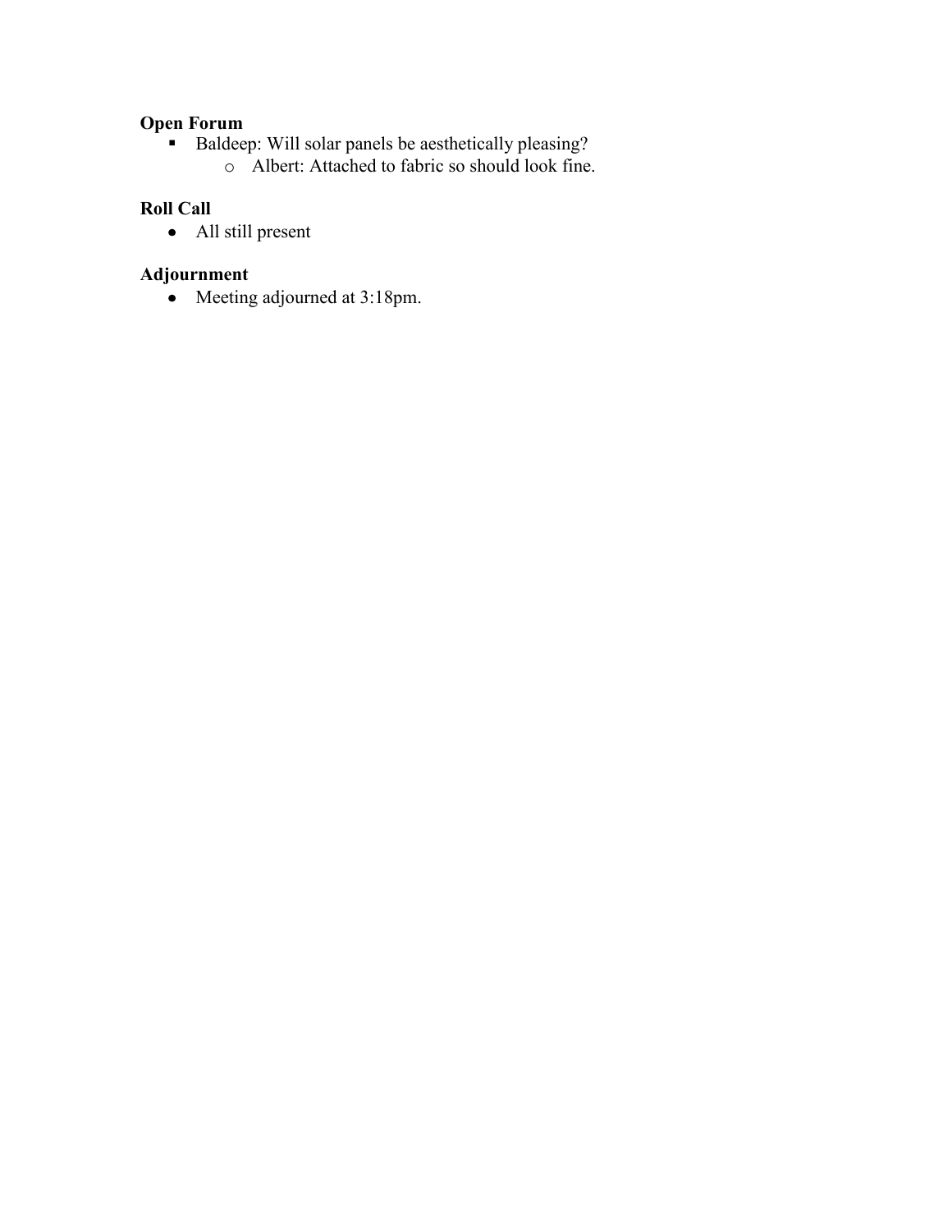**Open Forum**

- Baldeep: Will solar panels be aesthetically pleasing?
    - Albert: Attached to fabric so should look fine.

**Roll Call**

- All still present

**Adjournment**

- Meeting adjourned at 3:18pm.